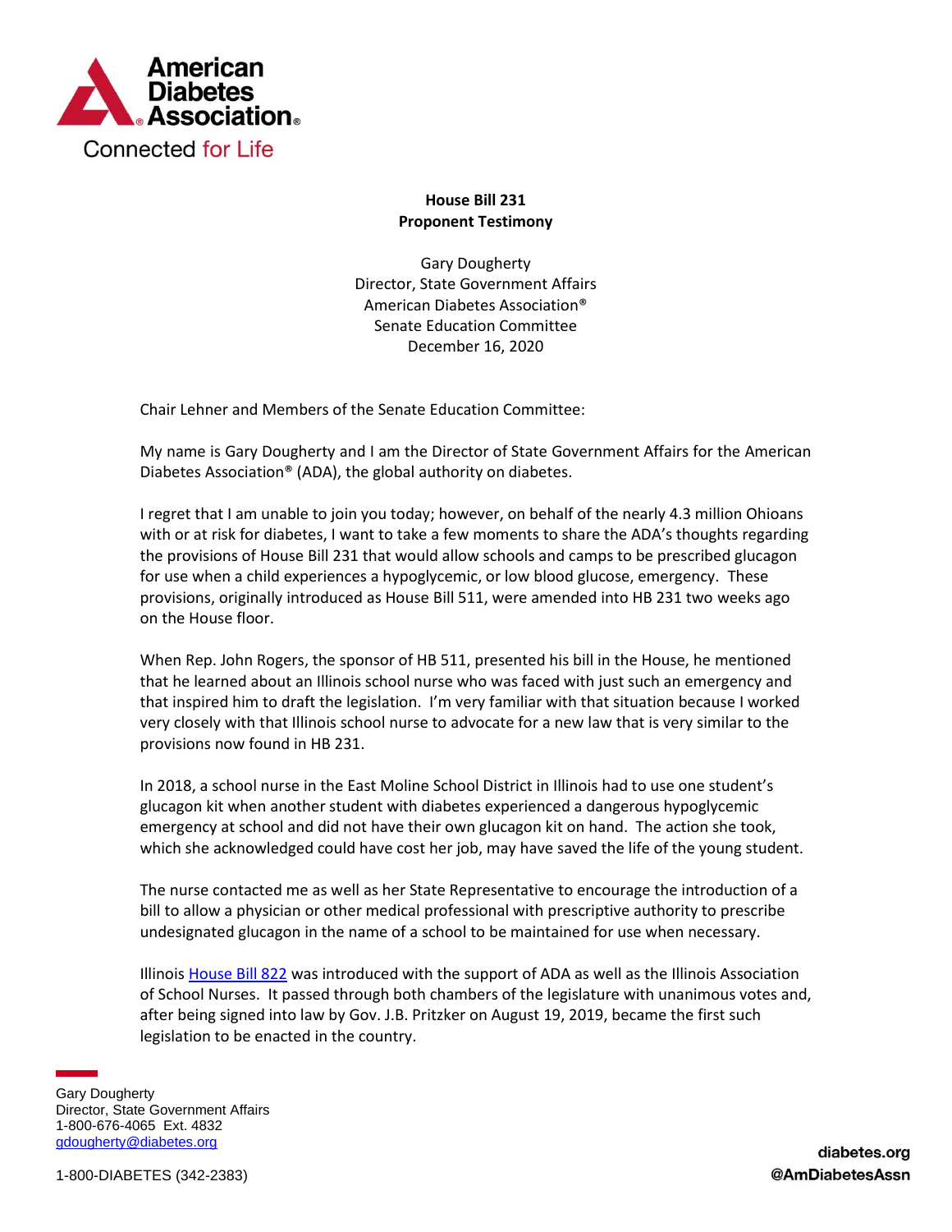**House Bill 231**
**Proponent Testimony**

Gary Dougherty
Director, State Government Affairs
American Diabetes Association®
Senate Education Committee
December 16, 2020

Chair Lehner and Members of the Senate Education Committee:

My name is Gary Dougherty and I am the Director of State Government Affairs for the American Diabetes Association® (ADA), the global authority on diabetes.

I regret that I am unable to join you today; however, on behalf of the nearly 4.3 million Ohioans with or at risk for diabetes, I want to take a few moments to share the ADA's thoughts regarding the provisions of House Bill 231 that would allow schools and camps to be prescribed glucagon for use when a child experiences a hypoglycemic, or low blood glucose, emergency. These provisions, originally introduced as House Bill 511, were amended into HB 231 two weeks ago on the House floor.

When Rep. John Rogers, the sponsor of HB 511, presented his bill in the House, he mentioned that he learned about an Illinois school nurse who was faced with just such an emergency and that inspired him to draft the legislation. I'm very familiar with that situation because I worked very closely with that Illinois school nurse to advocate for a new law that is very similar to the provisions now found in HB 231.

In 2018, a school nurse in the East Moline School District in Illinois had to use one student's glucagon kit when another student with diabetes experienced a dangerous hypoglycemic emergency at school and did not have their own glucagon kit on hand. The action she took, which she acknowledged could have cost her job, may have saved the life of the young student.

The nurse contacted me as well as her State Representative to encourage the introduction of a bill to allow a physician or other medical professional with prescriptive authority to prescribe undesignated glucagon in the name of a school to be maintained for use when necessary.

Illinois House Bill 822 was introduced with the support of ADA as well as the Illinois Association of School Nurses. It passed through both chambers of the legislature with unanimous votes and, after being signed into law by Gov. J.B. Pritzker on August 19, 2019, became the first such legislation to be enacted in the country.

Gary Dougherty
Director, State Government Affairs
1-800-676-4065 Ext. 4832
gdougherty@diabetes.org

1-800-DIABETES (342-2383)

diabetes.org
@AmDiabetesAssn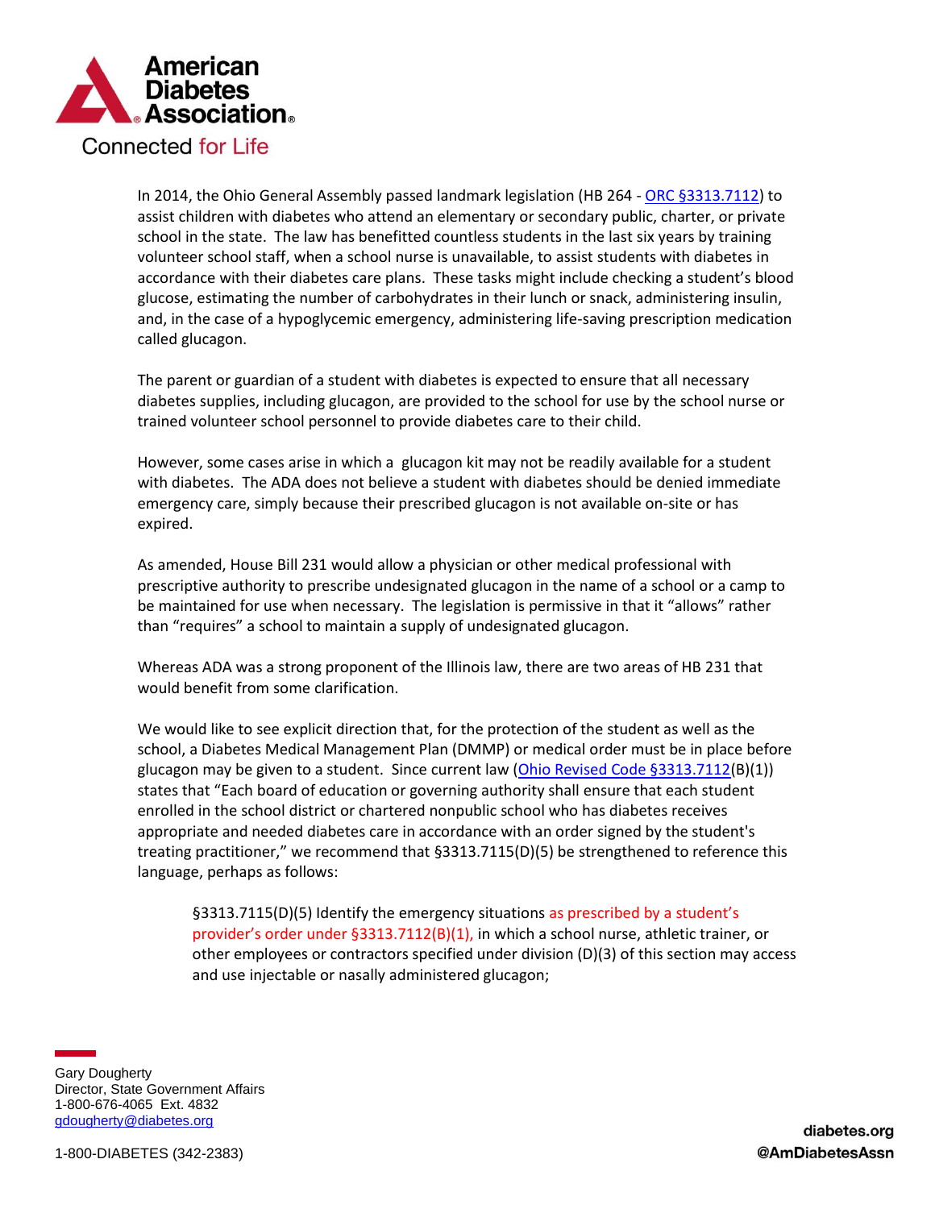**American Diabetes Association** Connected for Life

In 2014, the Ohio General Assembly passed landmark legislation (HB 264 - ORC §3313.7112) to assist children with diabetes who attend an elementary or secondary public, charter, or private school in the state. The law has benefitted countless students in the last six years by training volunteer school staff, when a school nurse is unavailable, to assist students with diabetes in accordance with their diabetes care plans. These tasks might include checking a student's blood glucose, estimating the number of carbohydrates in their lunch or snack, administering insulin, and, in the case of a hypoglycemic emergency, administering life-saving prescription medication called glucagon.

The parent or guardian of a student with diabetes is expected to ensure that all necessary diabetes supplies, including glucagon, are provided to the school for use by the school nurse or trained volunteer school personnel to provide diabetes care to their child.

However, some cases arise in which a glucagon kit may not be readily available for a student with diabetes. The ADA does not believe a student with diabetes should be denied immediate emergency care, simply because their prescribed glucagon is not available on-site or has expired.

As amended, House Bill 231 would allow a physician or other medical professional with prescriptive authority to prescribe undesignated glucagon in the name of a school or a camp to be maintained for use when necessary. The legislation is permissive in that it "allows" rather than "requires" a school to maintain a supply of undesignated glucagon.

Whereas ADA was a strong proponent of the Illinois law, there are two areas of HB 231 that would benefit from some clarification.

We would like to see explicit direction that, for the protection of the student as well as the school, a Diabetes Medical Management Plan (DMMP) or medical order must be in place before glucagon may be given to a student. Since current law (Ohio Revised Code §3313.7112(B)(1)) states that "Each board of education or governing authority shall ensure that each student enrolled in the school district or chartered nonpublic school who has diabetes receives appropriate and needed diabetes care in accordance with an order signed by the student's treating practitioner," we recommend that §3313.7115(D)(5) be strengthened to reference this language, perhaps as follows:

> §3313.7115(D)(5) Identify the emergency situations as prescribed by a student's provider's order under §3313.7112(B)(1), in which a school nurse, athletic trainer, or other employees or contractors specified under division (D)(3) of this section may access and use injectable or nasally administered glucagon;

Gary Dougherty
Director, State Government Affairs
1-800-676-4065 Ext. 4832
gdougherty@diabetes.org

1-800-DIABETES (342-2383)

diabetes.org
@AmDiabetesAssn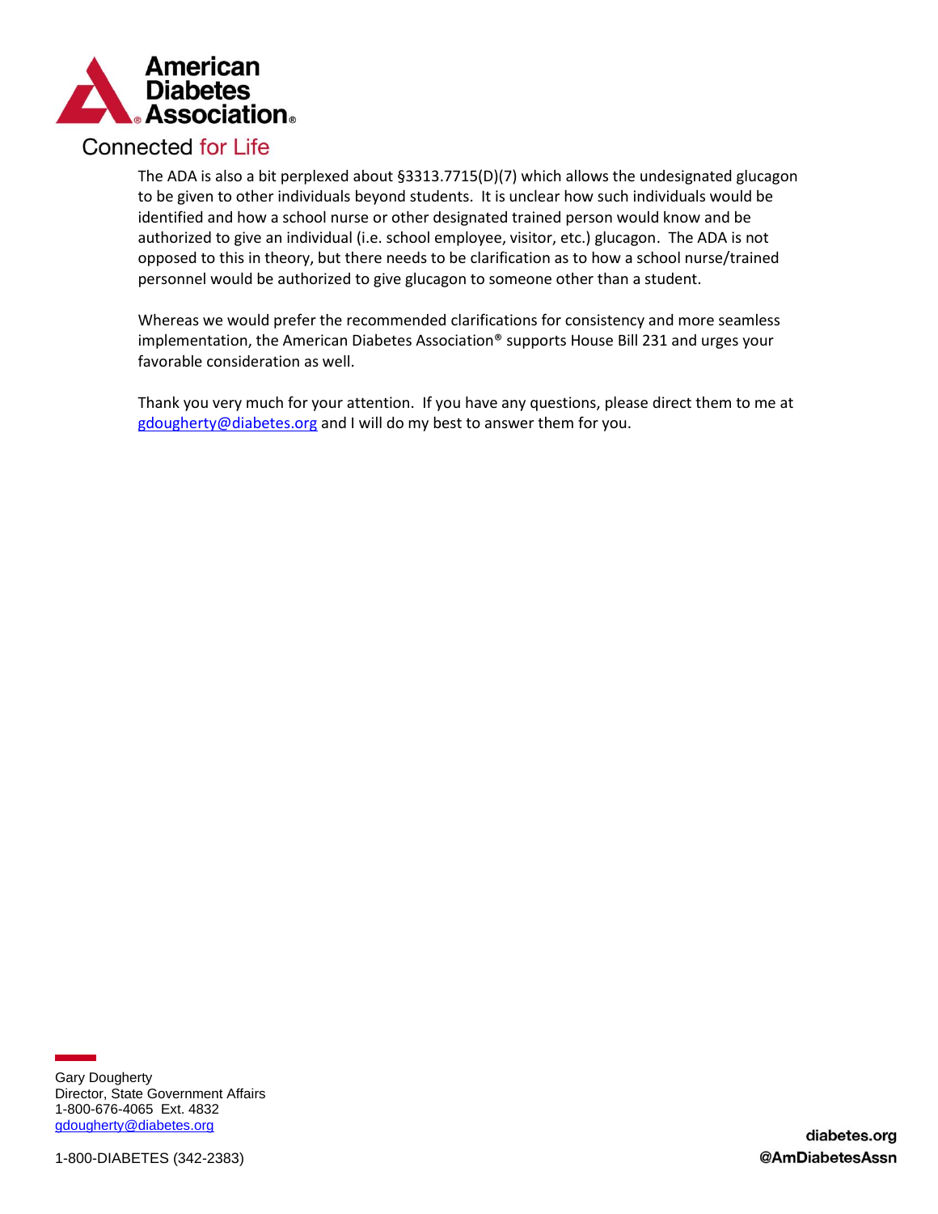The ADA is also a bit perplexed about §3313.7715(D)(7) which allows the undesignated glucagon to be given to other individuals beyond students. It is unclear how such individuals would be identified and how a school nurse or other designated trained person would know and be authorized to give an individual (i.e. school employee, visitor, etc.) glucagon. The ADA is not opposed to this in theory, but there needs to be clarification as to how a school nurse/trained personnel would be authorized to give glucagon to someone other than a student.

Whereas we would prefer the recommended clarifications for consistency and more seamless implementation, the American Diabetes Association® supports House Bill 231 and urges your favorable consideration as well.

Thank you very much for your attention. If you have any questions, please direct them to me at gdougherty@diabetes.org and I will do my best to answer them for you.

Gary Dougherty
Director, State Government Affairs
1-800-676-4065 Ext. 4832
gdougherty@diabetes.org

1-800-DIABETES (342-2383)

diabetes.org
@AmDiabetesAssn